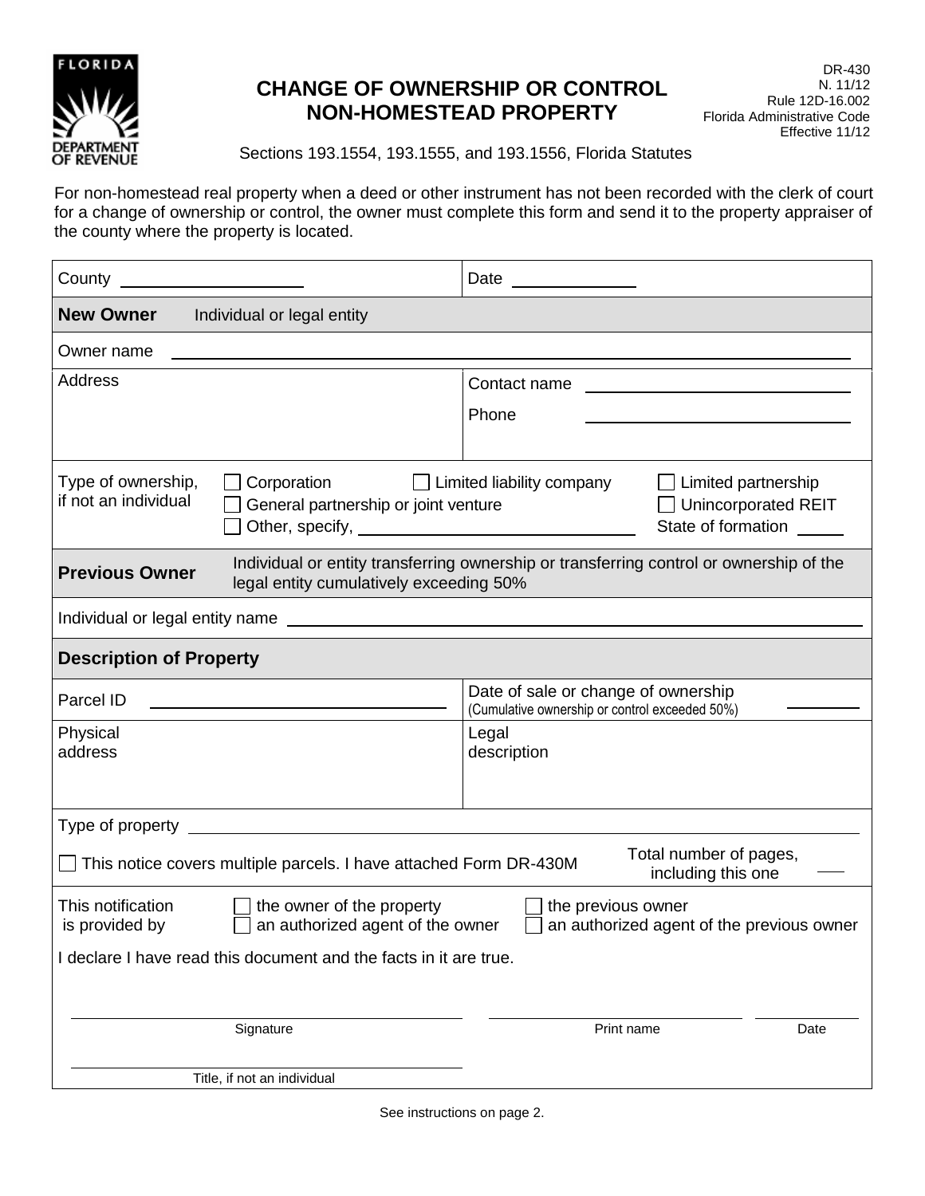FLORIDA DEPARTMENT OF REVENUE

DR-430
N. 11/12
Rule 12D-16.002
Florida Administrative Code
Effective 11/12

# CHANGE OF OWNERSHIP OR CONTROL NON-HOMESTEAD PROPERTY

Sections 193.1554, 193.1555, and 193.1556, Florida Statutes

For non-homestead real property when a deed or other instrument has not been recorded with the clerk of court for a change of ownership or control, the owner must complete this form and send it to the property appraiser of the county where the property is located.

County ____________________ Date ______________

## New Owner Individual or legal entity

Owner name ______________________________________________

Address

Contact name ____________________

Phone ____________________

Type of ownership, if not an individual
- ☐ Corporation
- ☐ Limited liability company
- ☐ Limited partnership
- ☐ General partnership or joint venture
- ☐ Unincorporated REIT
- ☐ Other, specify, ____________________

State of formation _____

## Previous Owner

Individual or entity transferring ownership or transferring control or ownership of the legal entity cumulatively exceeding 50%

Individual or legal entity name ______________________________________________

## Description of Property

Parcel ID ____________________

Date of sale or change of ownership (Cumulative ownership or control exceeded 50%) ________

Physical address

Legal description

Type of property ______________________________________________

☐ This notice covers multiple parcels. I have attached Form DR-430M

Total number of pages, including this one ___

This notification is provided by
- ☐ the owner of the property
- ☐ the previous owner
- ☐ an authorized agent of the owner
- ☐ an authorized agent of the previous owner

I declare I have read this document and the facts in it are true.

______________________ Signature

______________________ Print name

__________ Date

______________________ Title, if not an individual

See instructions on page 2.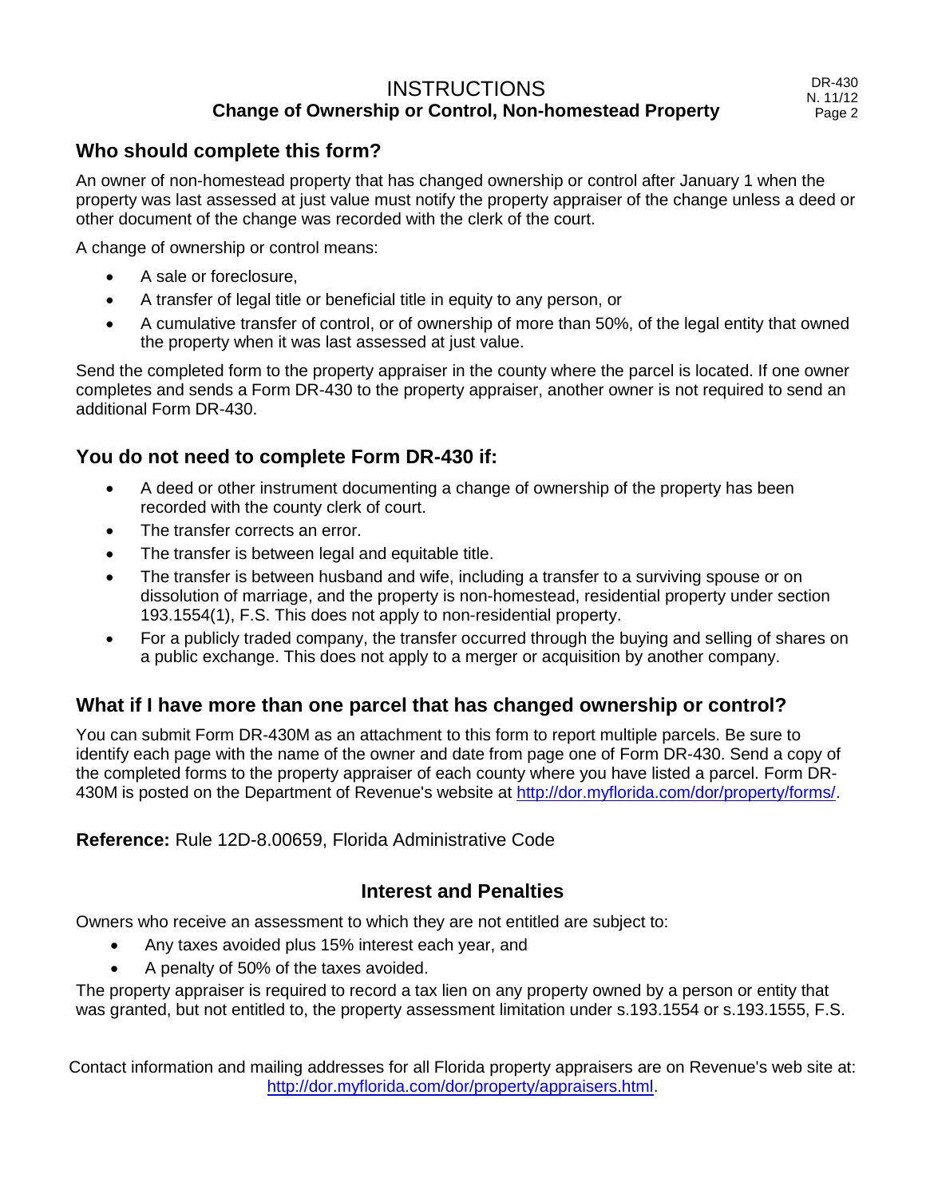# INSTRUCTIONS

**Change of Ownership or Control, Non-homestead Property**

## Who should complete this form?

An owner of non-homestead property that has changed ownership or control after January 1 when the property was last assessed at just value must notify the property appraiser of the change unless a deed or other document of the change was recorded with the clerk of the court.

A change of ownership or control means:

- A sale or foreclosure,
- A transfer of legal title or beneficial title in equity to any person, or
- A cumulative transfer of control, or of ownership of more than 50%, of the legal entity that owned the property when it was last assessed at just value.

Send the completed form to the property appraiser in the county where the parcel is located. If one owner completes and sends a Form DR-430 to the property appraiser, another owner is not required to send an additional Form DR-430.

## You do not need to complete Form DR-430 if:

- A deed or other instrument documenting a change of ownership of the property has been recorded with the county clerk of court.
- The transfer corrects an error.
- The transfer is between legal and equitable title.
- The transfer is between husband and wife, including a transfer to a surviving spouse or on dissolution of marriage, and the property is non-homestead, residential property under section 193.1554(1), F.S. This does not apply to non-residential property.
- For a publicly traded company, the transfer occurred through the buying and selling of shares on a public exchange. This does not apply to a merger or acquisition by another company.

## What if I have more than one parcel that has changed ownership or control?

You can submit Form DR-430M as an attachment to this form to report multiple parcels. Be sure to identify each page with the name of the owner and date from page one of Form DR-430. Send a copy of the completed forms to the property appraiser of each county where you have listed a parcel. Form DR-430M is posted on the Department of Revenue's website at http://dor.myflorida.com/dor/property/forms/.

**Reference:** Rule 12D-8.00659, Florida Administrative Code

## Interest and Penalties

Owners who receive an assessment to which they are not entitled are subject to:

- Any taxes avoided plus 15% interest each year, and
- A penalty of 50% of the taxes avoided.

The property appraiser is required to record a tax lien on any property owned by a person or entity that was granted, but not entitled to, the property assessment limitation under s.193.1554 or s.193.1555, F.S.

Contact information and mailing addresses for all Florida property appraisers are on Revenue's web site at: http://dor.myflorida.com/dor/property/appraisers.html.